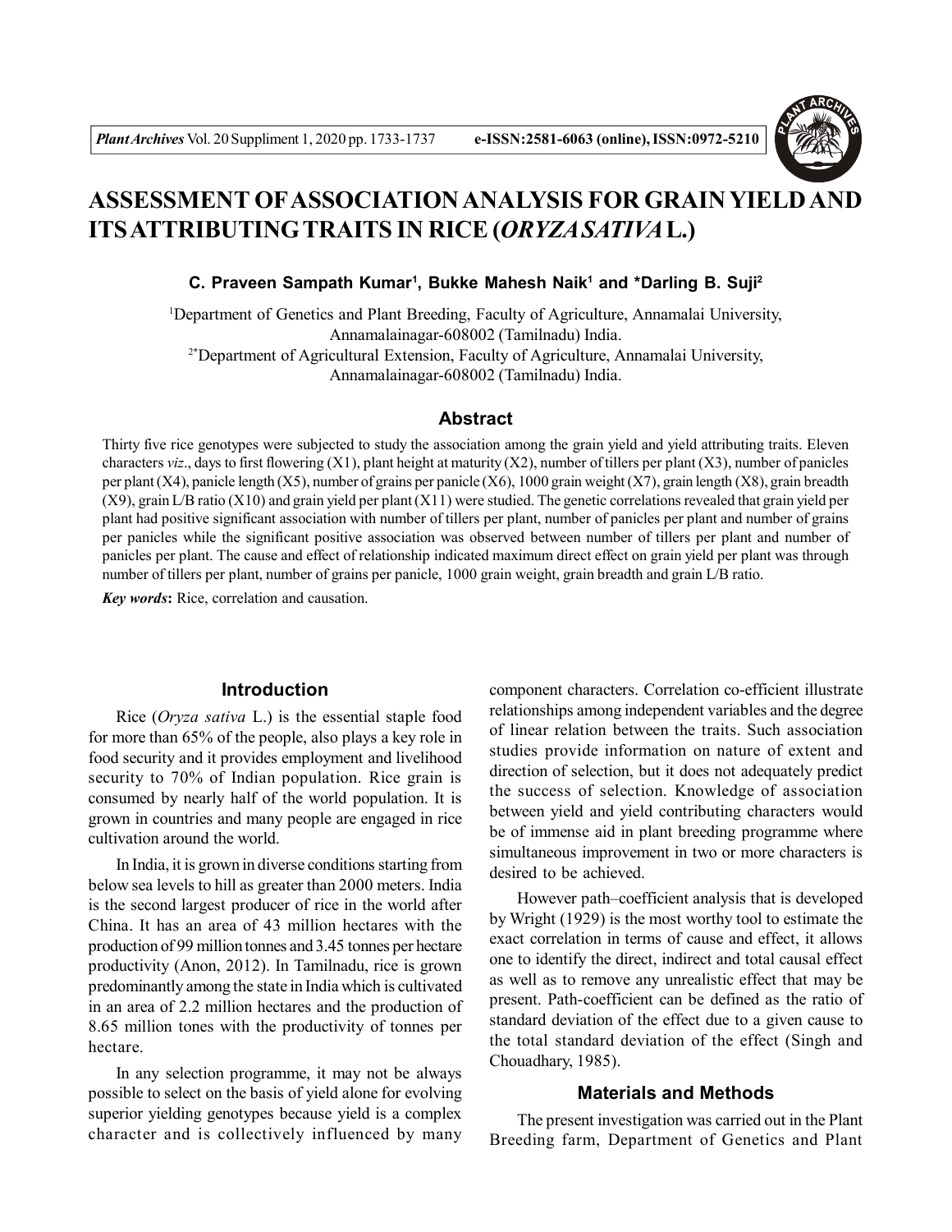# ASSESSMENT OF ASSOCIATION ANALYSIS FOR GRAIN YIELD AND ITS ATTRIBUTING TRAITS IN RICE (*ORYZA SATIVA* L.)

**C. Praveen Sampath Kumar[1], Bukke Mahesh Naik[1] and \*Darling B. Suji[2]**

[1]Department of Genetics and Plant Breeding, Faculty of Agriculture, Annamalai University, Annamalainagar-608002 (Tamilnadu) India.

[2*]Department of Agricultural Extension, Faculty of Agriculture, Annamalai University, Annamalainagar-608002 (Tamilnadu) India.

## Abstract

Thirty five rice genotypes were subjected to study the association among the grain yield and yield attributing traits. Eleven characters *viz*., days to first flowering (X1), plant height at maturity (X2), number of tillers per plant (X3), number of panicles per plant (X4), panicle length (X5), number of grains per panicle (X6), 1000 grain weight (X7), grain length (X8), grain breadth (X9), grain L/B ratio (X10) and grain yield per plant (X11) were studied. The genetic correlations revealed that grain yield per plant had positive significant association with number of tillers per plant, number of panicles per plant and number of grains per panicles while the significant positive association was observed between number of tillers per plant and number of panicles per plant. The cause and effect of relationship indicated maximum direct effect on grain yield per plant was through number of tillers per plant, number of grains per panicle, 1000 grain weight, grain breadth and grain L/B ratio.

***Key words*:** Rice, correlation and causation.

## Introduction

Rice (*Oryza sativa* L.) is the essential staple food for more than 65% of the people, also plays a key role in food security and it provides employment and livelihood security to 70% of Indian population. Rice grain is consumed by nearly half of the world population. It is grown in countries and many people are engaged in rice cultivation around the world.

In India, it is grown in diverse conditions starting from below sea levels to hill as greater than 2000 meters. India is the second largest producer of rice in the world after China. It has an area of 43 million hectares with the production of 99 million tonnes and 3.45 tonnes per hectare productivity (Anon, 2012). In Tamilnadu, rice is grown predominantly among the state in India which is cultivated in an area of 2.2 million hectares and the production of 8.65 million tones with the productivity of tonnes per hectare.

In any selection programme, it may not be always possible to select on the basis of yield alone for evolving superior yielding genotypes because yield is a complex character and is collectively influenced by many component characters. Correlation co-efficient illustrate relationships among independent variables and the degree of linear relation between the traits. Such association studies provide information on nature of extent and direction of selection, but it does not adequately predict the success of selection. Knowledge of association between yield and yield contributing characters would be of immense aid in plant breeding programme where simultaneous improvement in two or more characters is desired to be achieved.

However path–coefficient analysis that is developed by Wright (1929) is the most worthy tool to estimate the exact correlation in terms of cause and effect, it allows one to identify the direct, indirect and total causal effect as well as to remove any unrealistic effect that may be present. Path-coefficient can be defined as the ratio of standard deviation of the effect due to a given cause to the total standard deviation of the effect (Singh and Chouadhary, 1985).

## Materials and Methods

The present investigation was carried out in the Plant Breeding farm, Department of Genetics and Plant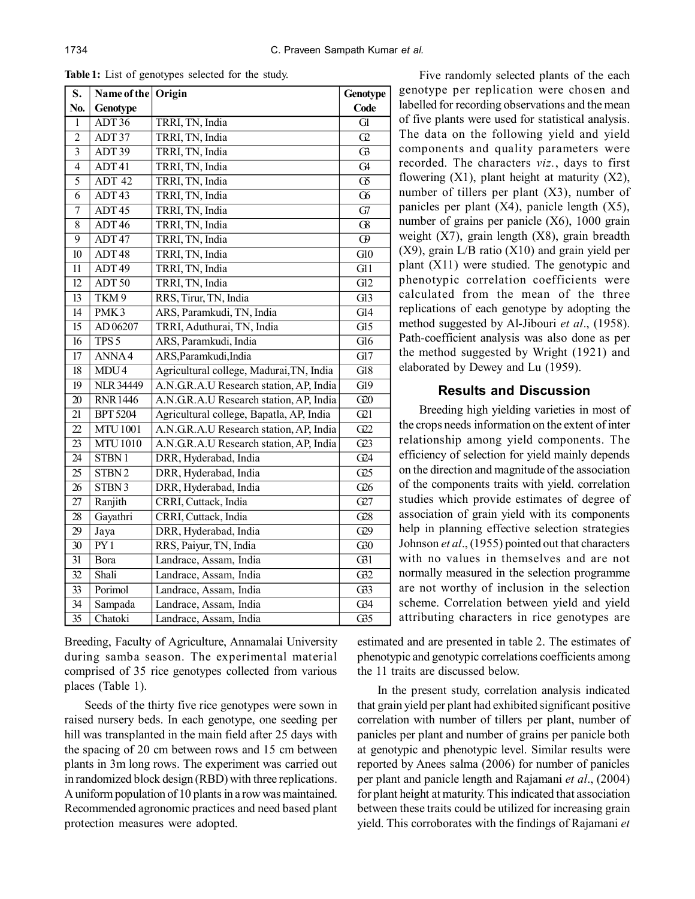**Table 1:** List of genotypes selected for the study.

| S. No. | Name of the Genotype | Origin | Genotype Code |
|---|---|---|---|
| 1 | ADT 36 | TRRI, TN, India | G1 |
| 2 | ADT 37 | TRRI, TN, India | G2 |
| 3 | ADT 39 | TRRI, TN, India | G3 |
| 4 | ADT 41 | TRRI, TN, India | G4 |
| 5 | ADT 42 | TRRI, TN, India | G5 |
| 6 | ADT 43 | TRRI, TN, India | G6 |
| 7 | ADT 45 | TRRI, TN, India | G7 |
| 8 | ADT 46 | TRRI, TN, India | G8 |
| 9 | ADT 47 | TRRI, TN, India | G9 |
| 10 | ADT 48 | TRRI, TN, India | G10 |
| 11 | ADT 49 | TRRI, TN, India | G11 |
| 12 | ADT 50 | TRRI, TN, India | G12 |
| 13 | TKM 9 | RRS, Tirur, TN, India | G13 |
| 14 | PMK 3 | ARS, Paramkudi, TN, India | G14 |
| 15 | AD 06207 | TRRI, Aduthurai, TN, India | G15 |
| 16 | TPS 5 | ARS, Paramkudi, India | G16 |
| 17 | ANNA 4 | ARS,Paramkudi,India | G17 |
| 18 | MDU 4 | Agricultural college, Madurai,TN, India | G18 |
| 19 | NLR 34449 | A.N.G.R.A.U Research station, AP, India | G19 |
| 20 | RNR 1446 | A.N.G.R.A.U Research station, AP, India | G20 |
| 21 | BPT 5204 | Agricultural college, Bapatla, AP, India | G21 |
| 22 | MTU 1001 | A.N.G.R.A.U Research station, AP, India | G22 |
| 23 | MTU 1010 | A.N.G.R.A.U Research station, AP, India | G23 |
| 24 | STBN 1 | DRR, Hyderabad, India | G24 |
| 25 | STBN 2 | DRR, Hyderabad, India | G25 |
| 26 | STBN 3 | DRR, Hyderabad, India | G26 |
| 27 | Ranjith | CRRI, Cuttack, India | G27 |
| 28 | Gayathri | CRRI, Cuttack, India | G28 |
| 29 | Jaya | DRR, Hyderabad, India | G29 |
| 30 | PY 1 | RRS, Paiyur, TN, India | G30 |
| 31 | Bora | Landrace, Assam, India | G31 |
| 32 | Shali | Landrace, Assam, India | G32 |
| 33 | Porimol | Landrace, Assam, India | G33 |
| 34 | Sampada | Landrace, Assam, India | G34 |
| 35 | Chatoki | Landrace, Assam, India | G35 |

Breeding, Faculty of Agriculture, Annamalai University during samba season. The experimental material comprised of 35 rice genotypes collected from various places (Table 1).

Seeds of the thirty five rice genotypes were sown in raised nursery beds. In each genotype, one seeding per hill was transplanted in the main field after 25 days with the spacing of 20 cm between rows and 15 cm between plants in 3m long rows. The experiment was carried out in randomized block design (RBD) with three replications. A uniform population of 10 plants in a row was maintained. Recommended agronomic practices and need based plant protection measures were adopted.

Five randomly selected plants of the each genotype per replication were chosen and labelled for recording observations and the mean of five plants were used for statistical analysis. The data on the following yield and yield components and quality parameters were recorded. The characters *viz.*, days to first flowering (X1), plant height at maturity (X2), number of tillers per plant (X3), number of panicles per plant (X4), panicle length (X5), number of grains per panicle (X6), 1000 grain weight (X7), grain length (X8), grain breadth (X9), grain L/B ratio (X10) and grain yield per plant (X11) were studied. The genotypic and phenotypic correlation coefficients were calculated from the mean of the three replications of each genotype by adopting programme the method suggested by Al-Jibouri *et al*., (1958). Path-coefficient analysis was also done as per the method suggested by Wright (1921) and elaborated by Dewey and Lu (1959).

## Results and Discussion

Breeding high yielding varieties in most of the crops needs information on the extent of inter relationship among yield components. The efficiency of selection for yield mainly depends on the direction and magnitude of the association of the components traits with yield. correlation studies which provide estimates of degree of association of grain yield with its components help in planning effective selection strategies Johnson *et al*., (1955) pointed out that characters with no values in themselves and are not normally measured in the selection programme are not worthy of inclusion in the selection scheme. Correlation between yield and yield attributing characters in rice genotypes are estimated and are presented in table 2. The estimates of phenotypic and genotypic correlations coefficients among the 11 traits are discussed below.

In the present study, correlation analysis indicated that grain yield per plant had exhibited significant positive correlation with number of tillers per plant, number of panicles per plant and number of grains per panicle both at genotypic and phenotypic level. Similar results were reported by Anees salma (2006) for number of panicles per plant and panicle length and Rajamani *et al*., (2004) for plant height at maturity. This indicated that association between these traits could be utilized for increasing grain yield. This corroborates with the findings of Rajamani *et*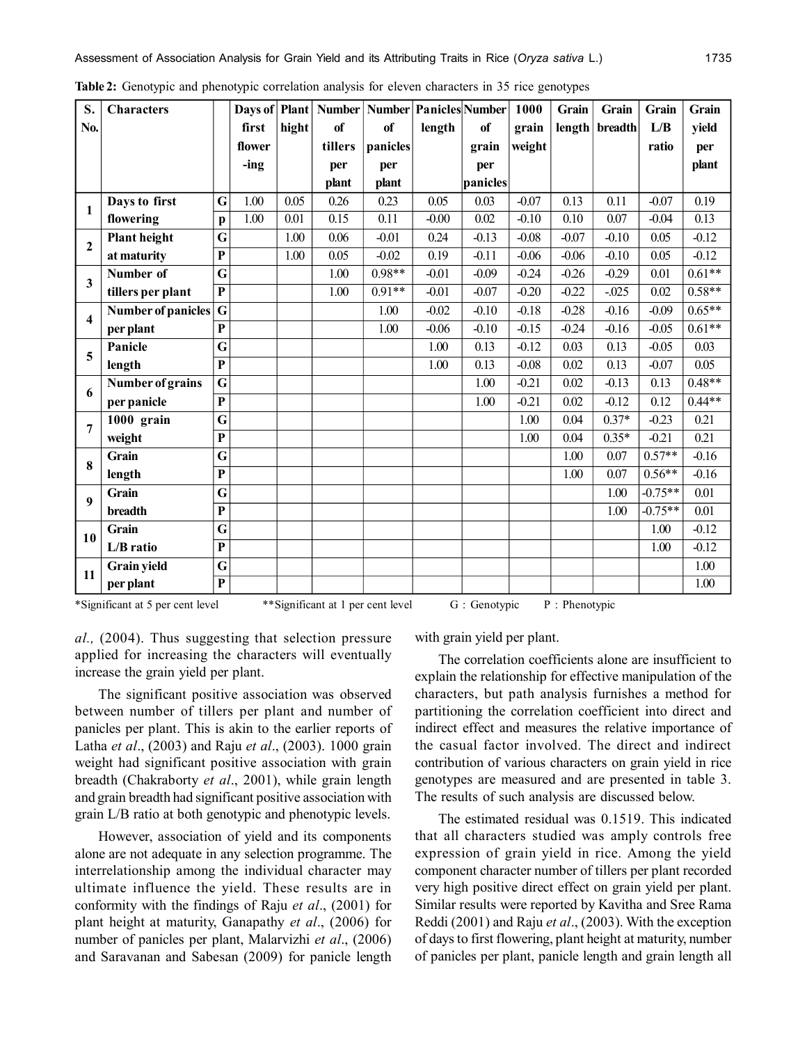**Table 2:** Genotypic and phenotypic correlation analysis for eleven characters in 35 rice genotypes

| S. No. | Characters | | Days of first flower -ing | Plant hight | Number of tillers per plant | Number of panicles per plant | Panicles length | Number of grain per panicles | 1000 grain weight | Grain length | Grain breadth | Grain L/B ratio | Grain yield per plant |
|---|---|---|---|---|---|---|---|---|---|---|---|---|---|
| 1 | Days to first flowering | G | 1.00 | 0.05 | 0.26 | 0.23 | 0.05 | 0.03 | -0.07 | 0.13 | 0.11 | -0.07 | 0.19 |
| | | p | 1.00 | 0.01 | 0.15 | 0.11 | -0.00 | 0.02 | -0.10 | 0.10 | 0.07 | -0.04 | 0.13 |
| 2 | Plant height at maturity | G | | 1.00 | 0.06 | -0.01 | 0.24 | -0.13 | -0.08 | -0.07 | -0.10 | 0.05 | -0.12 |
| | | P | | 1.00 | 0.05 | -0.02 | 0.19 | -0.11 | -0.06 | -0.06 | -0.10 | 0.05 | -0.12 |
| 3 | Number of tillers per plant | G | | | 1.00 | 0.98** | -0.01 | -0.09 | -0.24 | -0.26 | -0.29 | 0.01 | 0.61** |
| | | P | | | 1.00 | 0.91** | -0.01 | -0.07 | -0.20 | -0.22 | -.025 | 0.02 | 0.58** |
| 4 | Number of panicles per plant | G | | | | 1.00 | -0.02 | -0.10 | -0.18 | -0.28 | -0.16 | -0.09 | 0.65** |
| | | P | | | | 1.00 | -0.06 | -0.10 | -0.15 | -0.24 | -0.16 | -0.05 | 0.61** |
| 5 | Panicle length | G | | | | | 1.00 | 0.13 | -0.12 | 0.03 | 0.13 | -0.05 | 0.03 |
| | | P | | | | | 1.00 | 0.13 | -0.08 | 0.02 | 0.13 | -0.07 | 0.05 |
| 6 | Number of grains per panicle | G | | | | | | 1.00 | -0.21 | 0.02 | -0.13 | 0.13 | 0.48** |
| | | P | | | | | | 1.00 | -0.21 | 0.02 | -0.12 | 0.12 | 0.44** |
| 7 | 1000 grain weight | G | | | | | | | 1.00 | 0.04 | 0.37* | -0.23 | 0.21 |
| | | P | | | | | | | 1.00 | 0.04 | 0.35* | -0.21 | 0.21 |
| 8 | Grain length | G | | | | | | | | 1.00 | 0.07 | 0.57** | -0.16 |
| | | P | | | | | | | | 1.00 | 0.07 | 0.56** | -0.16 |
| 9 | Grain breadth | G | | | | | | | | | 1.00 | -0.75** | 0.01 |
| | | P | | | | | | | | | 1.00 | -0.75** | 0.01 |
| 10 | Grain L/B ratio | G | | | | | | | | | | 1.00 | -0.12 |
| | | P | | | | | | | | | | 1.00 | -0.12 |
| 11 | Grain yield per plant | G | | | | | | | | | | | 1.00 |
| | | P | | | | | | | | | | | 1.00 |

*Significant at 5 per cent level  **Significant at 1 per cent level  G : Genotypic  P : Phenotypic

*al.,* (2004). Thus suggesting that selection pressure applied for increasing the characters will eventually increase the grain yield per plant.

The significant positive association was observed between number of tillers per plant and number of panicles per plant. This is akin to the earlier reports of Latha *et al*., (2003) and Raju *et al*., (2003). 1000 grain weight had significant positive association with grain breadth (Chakraborty *et al*., 2001), while grain length and grain breadth had significant positive association with grain L/B ratio at both genotypic and phenotypic levels.

However, association of yield and its components alone are not adequate in any selection programme. The interrelationship among the individual character may ultimate influence the yield. These results are in conformity with the findings of Raju *et al*., (2001) for plant height at maturity, Ganapathy *et al*., (2006) for number of panicles per plant, Malarvizhi *et al*., (2006) and Saravanan and Sabesan (2009) for panicle length with grain yield per plant.

The correlation coefficients alone are insufficient to explain the relationship for effective manipulation of the characters, but path analysis furnishes a method for partitioning the correlation coefficient into direct and indirect effect and measures the relative importance of the casual factor involved. The direct and indirect contribution of various characters on grain yield in rice genotypes are measured and are presented in table 3. The results of such analysis are discussed below.

The estimated residual was 0.1519. This indicated that all characters studied was amply controls free expression of grain yield in rice. Among the yield component character number of tillers per plant recorded very high positive direct effect on grain yield per plant. Similar results were reported by Kavitha and Sree Rama Reddi (2001) and Raju *et al*., (2003). With the exception of days to first flowering, plant height at maturity, number of panicles per plant, panicle length and grain length all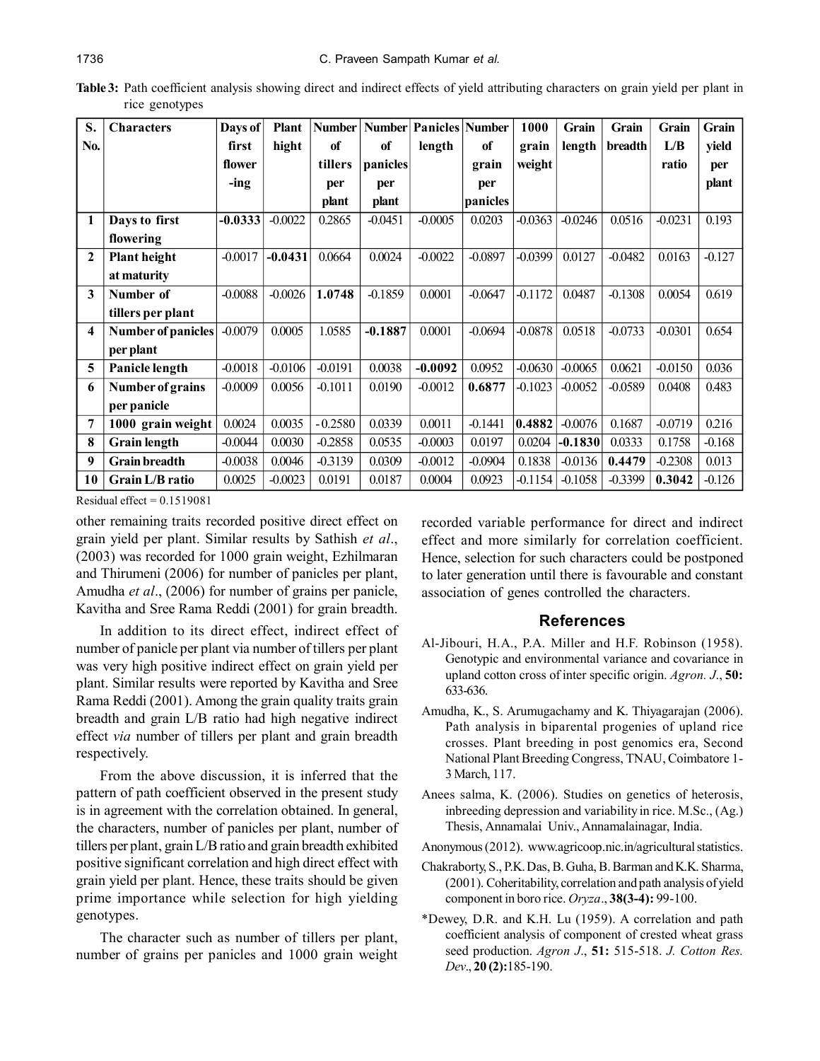**Table 3:** Path coefficient analysis showing direct and indirect effects of yield attributing characters on grain yield per plant in rice genotypes

| S. No. | Characters | Days of first flower -ing | Plant hight | Number of tillers per plant | Number of panicles per plant | Panicles length | Number of grain per panicles | 1000 grain weight | Grain length | Grain breadth | Grain L/B ratio | Grain yield per plant |
|---|---|---|---|---|---|---|---|---|---|---|---|---|
| 1 | Days to first flowering | **-0.0333** | -0.0022 | 0.2865 | -0.0451 | -0.0005 | 0.0203 | -0.0363 | -0.0246 | 0.0516 | -0.0231 | 0.193 |
| 2 | Plant height at maturity | -0.0017 | **-0.0431** | 0.0664 | 0.0024 | -0.0022 | -0.0897 | -0.0399 | 0.0127 | -0.0482 | 0.0163 | -0.127 |
| 3 | Number of tillers per plant | -0.0088 | -0.0026 | **1.0748** | -0.1859 | 0.0001 | -0.0647 | -0.1172 | 0.0487 | -0.1308 | 0.0054 | 0.619 |
| 4 | Number of panicles per plant | -0.0079 | 0.0005 | 1.0585 | **-0.1887** | 0.0001 | -0.0694 | -0.0878 | 0.0518 | -0.0733 | -0.0301 | 0.654 |
| 5 | Panicle length | -0.0018 | -0.0106 | -0.0191 | 0.0038 | **-0.0092** | 0.0952 | -0.0630 | -0.0065 | 0.0621 | -0.0150 | 0.036 |
| 6 | Number of grains per panicle | -0.0009 | 0.0056 | -0.1011 | 0.0190 | -0.0012 | **0.6877** | -0.1023 | -0.0052 | -0.0589 | 0.0408 | 0.483 |
| 7 | 1000 grain weight | 0.0024 | 0.0035 | -0.2580 | 0.0339 | 0.0011 | -0.1441 | **0.4882** | -0.0076 | 0.1687 | -0.0719 | 0.216 |
| 8 | Grain length | -0.0044 | 0.0030 | -0.2858 | 0.0535 | -0.0003 | 0.0197 | 0.0204 | **-0.1830** | 0.0333 | 0.1758 | -0.168 |
| 9 | Grain breadth | -0.0038 | 0.0046 | -0.3139 | 0.0309 | -0.0012 | -0.0904 | 0.1838 | -0.0136 | **0.4479** | -0.2308 | 0.013 |
| 10 | Grain L/B ratio | 0.0025 | -0.0023 | 0.0191 | 0.0187 | 0.0004 | 0.0923 | -0.1154 | -0.1058 | -0.3399 | **0.3042** | -0.126 |

Residual effect = 0.1519081

other remaining traits recorded positive direct effect on grain yield per plant. Similar results by Sathish *et al*., (2003) was recorded for 1000 grain weight, Ezhilmaran and Thirumeni (2006) for number of panicles per plant, Amudha *et al*., (2006) for number of grains per panicle, Kavitha and Sree Rama Reddi (2001) for grain breadth.

In addition to its direct effect, indirect effect of number of panicle per plant via number of tillers per plant was very high positive indirect effect on grain yield per plant. Similar results were reported by Kavitha and Sree Rama Reddi (2001). Among the grain quality traits grain breadth and grain L/B ratio had high negative indirect effect *via* number of tillers per plant and grain breadth respectively.

From the above discussion, it is inferred that the pattern of path coefficient observed in the present study is in agreement with the correlation obtained. In general, the characters, number of panicles per plant, number of tillers per plant, grain L/B ratio and grain breadth exhibited positive significant correlation and high direct effect with grain yield per plant. Hence, these traits should be given prime importance while selection for high yielding genotypes.

The character such as number of tillers per plant, number of grains per panicles and 1000 grain weight recorded variable performance for direct and indirect effect and more similarly for correlation coefficient. Hence, selection for such characters could be postponed to later generation until there is favourable and constant association of genes controlled the characters.

## References

Al-Jibouri, H.A., P.A. Miller and H.F. Robinson (1958). Genotypic and environmental variance and covariance in upland cotton cross of inter specific origin. *Agron. J*., **50:** 633-636.

Amudha, K., S. Arumugachamy and K. Thiyagarajan (2006). Path analysis in biparental progenies of upland rice crosses. Plant breeding in post genomics era, Second National Plant Breeding Congress, TNAU, Coimbatore 1-3 March, 117.

Anees salma, K. (2006). Studies on genetics of heterosis, inbreeding depression and variability in rice. M.Sc., (Ag.) Thesis, Annamalai Univ., Annamalainagar, India.

Anonymous (2012). www.agricoop.nic.in/agricultural statistics.

Chakraborty, S., P.K. Das, B. Guha, B. Barman and K.K. Sharma, (2001). Coheritability, correlation and path analysis of yield component in boro rice. *Oryza*., **38(3-4):** 99-100.

*Dewey, D.R. and K.H. Lu (1959). A correlation and path coefficient analysis of component of crested wheat grass seed production. *Agron J*., **51:** 515-518. *J. Cotton Res. Dev*., **20 (2):**185-190.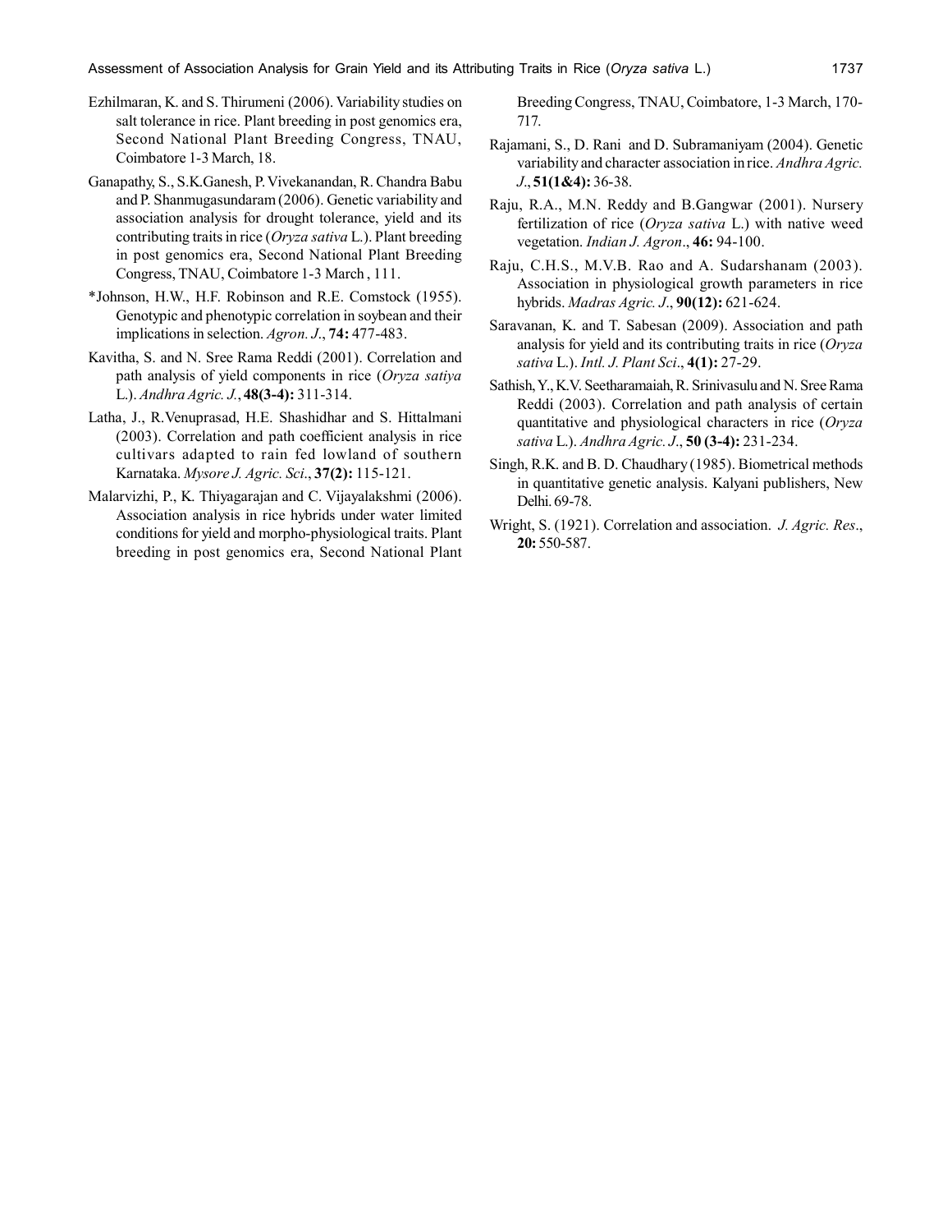Ezhilmaran, K. and S. Thirumeni (2006). Variability studies on salt tolerance in rice. Plant breeding in post genomics era, Second National Plant Breeding Congress, TNAU, Coimbatore 1-3 March, 18.

Ganapathy, S., S.K.Ganesh, P. Vivekanandan, R. Chandra Babu and P. Shanmugasundaram (2006). Genetic variability and association analysis for drought tolerance, yield and its contributing traits in rice (*Oryza sativa* L.). Plant breeding in post genomics era, Second National Plant Breeding Congress, TNAU, Coimbatore 1-3 March , 111.

*Johnson, H.W., H.F. Robinson and R.E. Comstock (1955). Genotypic and phenotypic correlation in soybean and their implications in selection. *Agron. J*., **74:** 477-483.

Kavitha, S. and N. Sree Rama Reddi (2001). Correlation and path analysis of yield components in rice (*Oryza satiya* L.). *Andhra Agric. J.*, **48(3-4):** 311-314.

Latha, J., R.Venuprasad, H.E. Shashidhar and S. Hittalmani (2003). Correlation and path coefficient analysis in rice cultivars adapted to rain fed lowland of southern Karnataka. *Mysore J. Agric. Sci*., **37(2):** 115-121.

Malarvizhi, P., K. Thiyagarajan and C. Vijayalakshmi (2006). Association analysis in rice hybrids under water limited conditions for yield and morpho-physiological traits. Plant breeding in post genomics era, Second National Plant Breeding Congress, TNAU, Coimbatore, 1-3 March, 170-717.

Rajamani, S., D. Rani and D. Subramaniyam (2004). Genetic variability and character association in rice. *Andhra Agric. J*., **51(1&4):** 36-38.

Raju, R.A., M.N. Reddy and B.Gangwar (2001). Nursery fertilization of rice (*Oryza sativa* L.) with native weed vegetation. *Indian J. Agron*., **46:** 94-100.

Raju, C.H.S., M.V.B. Rao and A. Sudarshanam (2003). Association in physiological growth parameters in rice hybrids. *Madras Agric. J*., **90(12):** 621-624.

Saravanan, K. and T. Sabesan (2009). Association and path analysis for yield and its contributing traits in rice (*Oryza sativa* L.). *Intl. J. Plant Sci*., **4(1):** 27-29.

Sathish, Y., K.V. Seetharamaiah, R. Srinivasulu and N. Sree Rama Reddi (2003). Correlation and path analysis of certain quantitative and physiological characters in rice (*Oryza sativa* L.). *Andhra Agric. J*., **50 (3-4):** 231-234.

Singh, R.K. and B. D. Chaudhary (1985). Biometrical methods in quantitative genetic analysis. Kalyani publishers, New Delhi. 69-78.

Wright, S. (1921). Correlation and association. *J. Agric. Res*., **20:** 550-587.